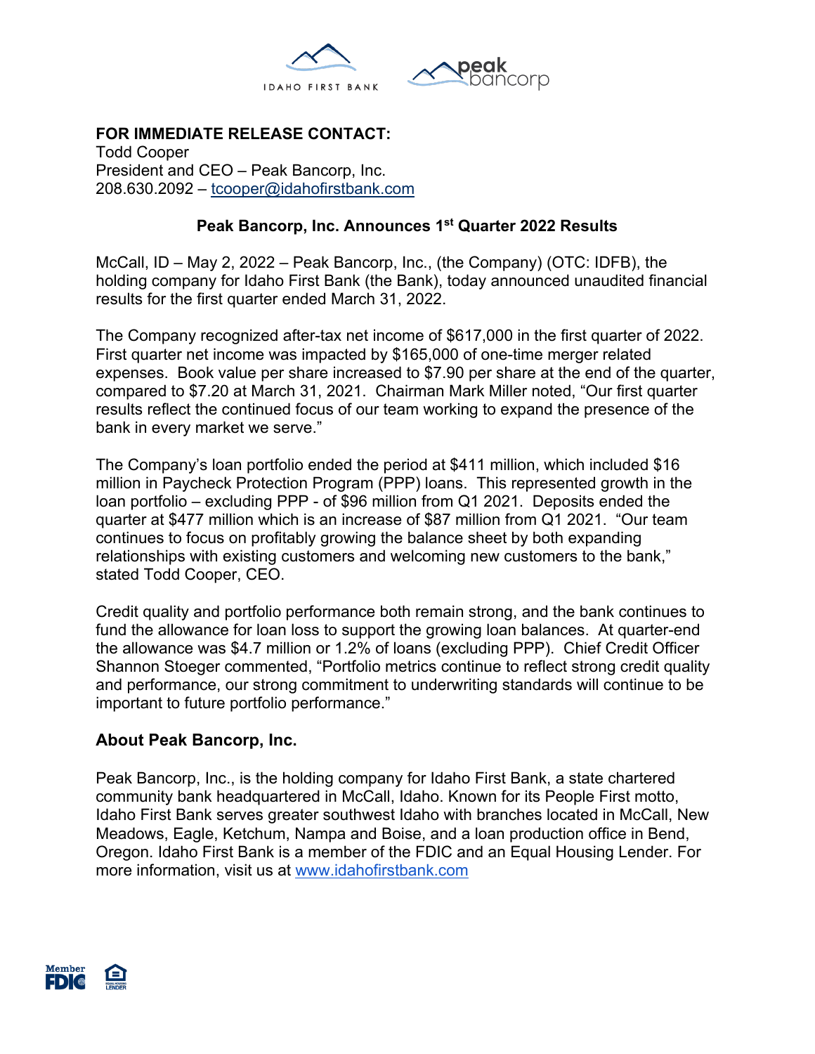**FOR IMMEDIATE RELEASE CONTACT:**
Todd Cooper
President and CEO – Peak Bancorp, Inc.
208.630.2092 – tcooper@idahofirstbank.com

## Peak Bancorp, Inc. Announces 1st Quarter 2022 Results

McCall, ID – May 2, 2022 – Peak Bancorp, Inc., (the Company) (OTC: IDFB), the holding company for Idaho First Bank (the Bank), today announced unaudited financial results for the first quarter ended March 31, 2022.

The Company recognized after-tax net income of $617,000 in the first quarter of 2022. First quarter net income was impacted by $165,000 of one-time merger related expenses. Book value per share increased to $7.90 per share at the end of the quarter, compared to $7.20 at March 31, 2021. Chairman Mark Miller noted, "Our first quarter results reflect the continued focus of our team working to expand the presence of the bank in every market we serve."

The Company's loan portfolio ended the period at $411 million, which included $16 million in Paycheck Protection Program (PPP) loans. This represented growth in the loan portfolio – excluding PPP - of $96 million from Q1 2021. Deposits ended the quarter at $477 million which is an increase of $87 million from Q1 2021. "Our team continues to focus on profitably growing the balance sheet by both expanding relationships with existing customers and welcoming new customers to the bank," stated Todd Cooper, CEO.

Credit quality and portfolio performance both remain strong, and the bank continues to fund the allowance for loan loss to support the growing loan balances. At quarter-end the allowance was $4.7 million or 1.2% of loans (excluding PPP). Chief Credit Officer Shannon Stoeger commented, "Portfolio metrics continue to reflect strong credit quality and performance, our strong commitment to underwriting standards will continue to be important to future portfolio performance."

### About Peak Bancorp, Inc.

Peak Bancorp, Inc., is the holding company for Idaho First Bank, a state chartered community bank headquartered in McCall, Idaho. Known for its People First motto, Idaho First Bank serves greater southwest Idaho with branches located in McCall, New Meadows, Eagle, Ketchum, Nampa and Boise, and a loan production office in Bend, Oregon. Idaho First Bank is a member of the FDIC and an Equal Housing Lender. For more information, visit us at www.idahofirstbank.com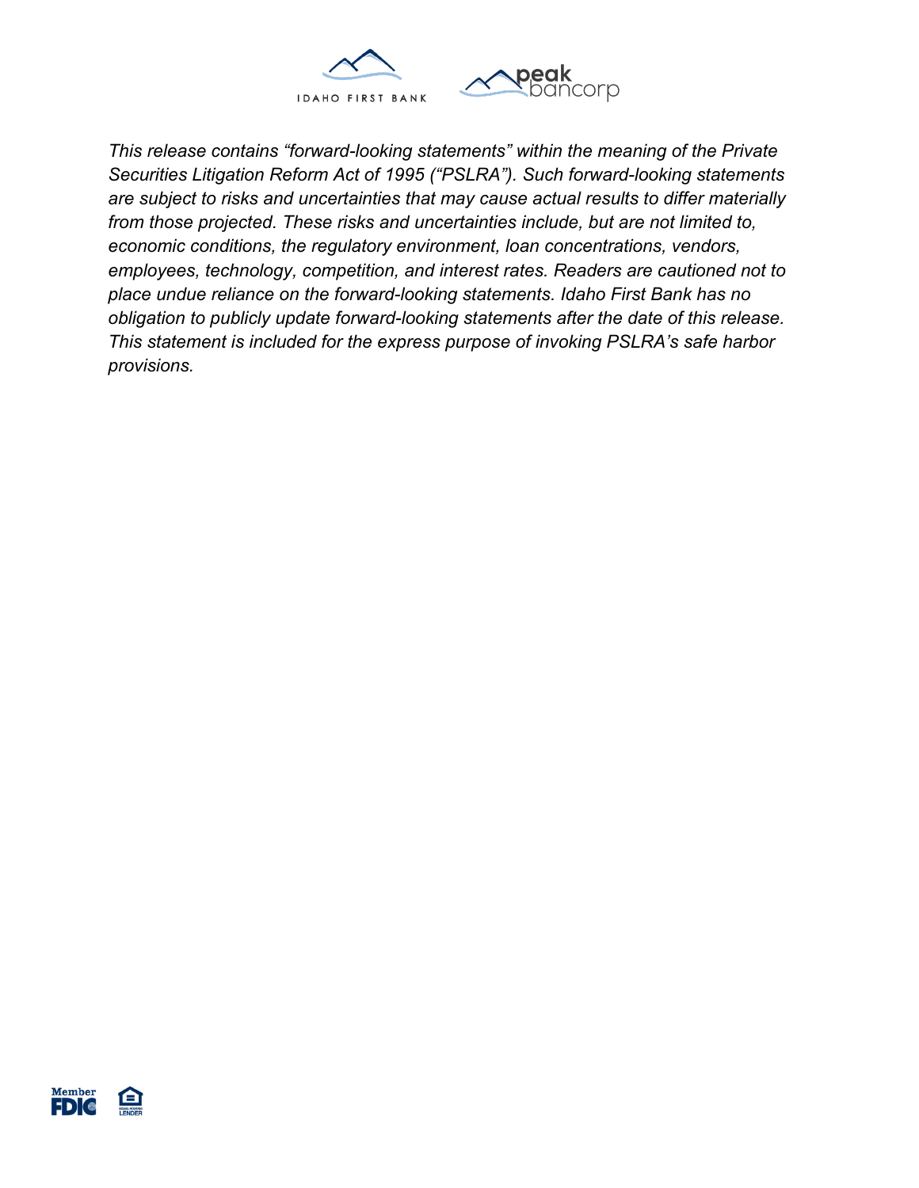*This release contains “forward-looking statements” within the meaning of the Private Securities Litigation Reform Act of 1995 (“PSLRA”). Such forward-looking statements are subject to risks and uncertainties that may cause actual results to differ materially from those projected. These risks and uncertainties include, but are not limited to, economic conditions, the regulatory environment, loan concentrations, vendors, employees, technology, competition, and interest rates. Readers are cautioned not to place undue reliance on the forward-looking statements. Idaho First Bank has no obligation to publicly update forward-looking statements after the date of this release. This statement is included for the express purpose of invoking PSLRA’s safe harbor provisions.*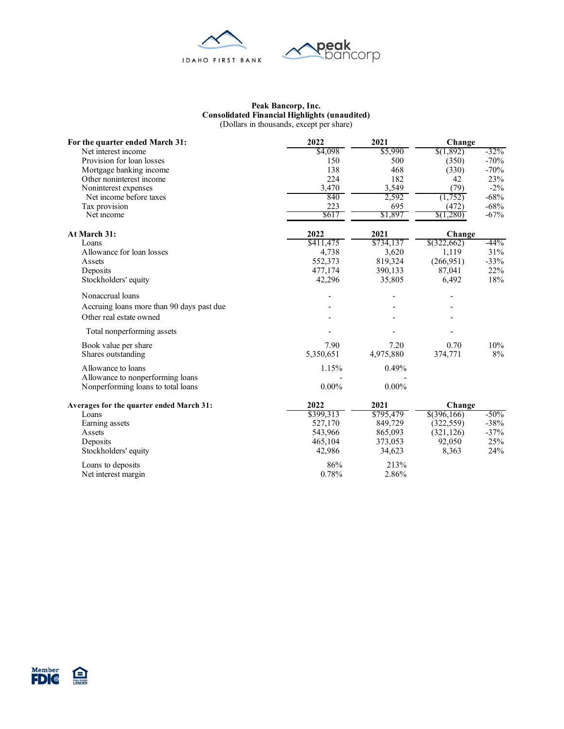**Peak Bancorp, Inc.**
**Consolidated Financial Highlights (unaudited)**
(Dollars in thousands, except per share)

| For the quarter ended March 31: | 2022 | 2021 | Change | |
|---|---|---|---|---|
| Net interest income | $4,098 | $5,990 | $(1,892) | -32% |
| Provision for loan losses | 150 | 500 | (350) | -70% |
| Mortgage banking income | 138 | 468 | (330) | -70% |
| Other noninterest income | 224 | 182 | 42 | 23% |
| Noninterest expenses | 3,470 | 3,549 | (79) | -2% |
| Net income before taxes | 840 | 2,592 | (1,752) | -68% |
| Tax provision | 223 | 695 | (472) | -68% |
| Net income | $617 | $1,897 | $(1,280) | -67% |

| At March 31: | 2022 | 2021 | Change | |
|---|---|---|---|---|
| Loans | $411,475 | $734,137 | $(322,662) | -44% |
| Allowance for loan losses | 4,738 | 3,620 | 1,119 | 31% |
| Assets | 552,373 | 819,324 | (266,951) | -33% |
| Deposits | 477,174 | 390,133 | 87,041 | 22% |
| Stockholders' equity | 42,296 | 35,805 | 6,492 | 18% |
| Nonaccrual loans | - | - | - | |
| Accruing loans more than 90 days past due | - | - | - | |
| Other real estate owned | - | - | - | |
| Total nonperforming assets | - | - | - | |
| Book value per share | 7.90 | 7.20 | 0.70 | 10% |
| Shares outstanding | 5,350,651 | 4,975,880 | 374,771 | 8% |
| Allowance to loans | 1.15% | 0.49% | | |
| Allowance to nonperforming loans | - | - | | |
| Nonperforming loans to total loans | 0.00% | 0.00% | | |

| Averages for the quarter ended March 31: | 2022 | 2021 | Change | |
|---|---|---|---|---|
| Loans | $399,313 | $795,479 | $(396,166) | -50% |
| Earning assets | 527,170 | 849,729 | (322,559) | -38% |
| Assets | 543,966 | 865,093 | (321,126) | -37% |
| Deposits | 465,104 | 373,053 | 92,050 | 25% |
| Stockholders' equity | 42,986 | 34,623 | 8,363 | 24% |
| Loans to deposits | 86% | 213% | | |
| Net interest margin | 0.78% | 2.86% | | |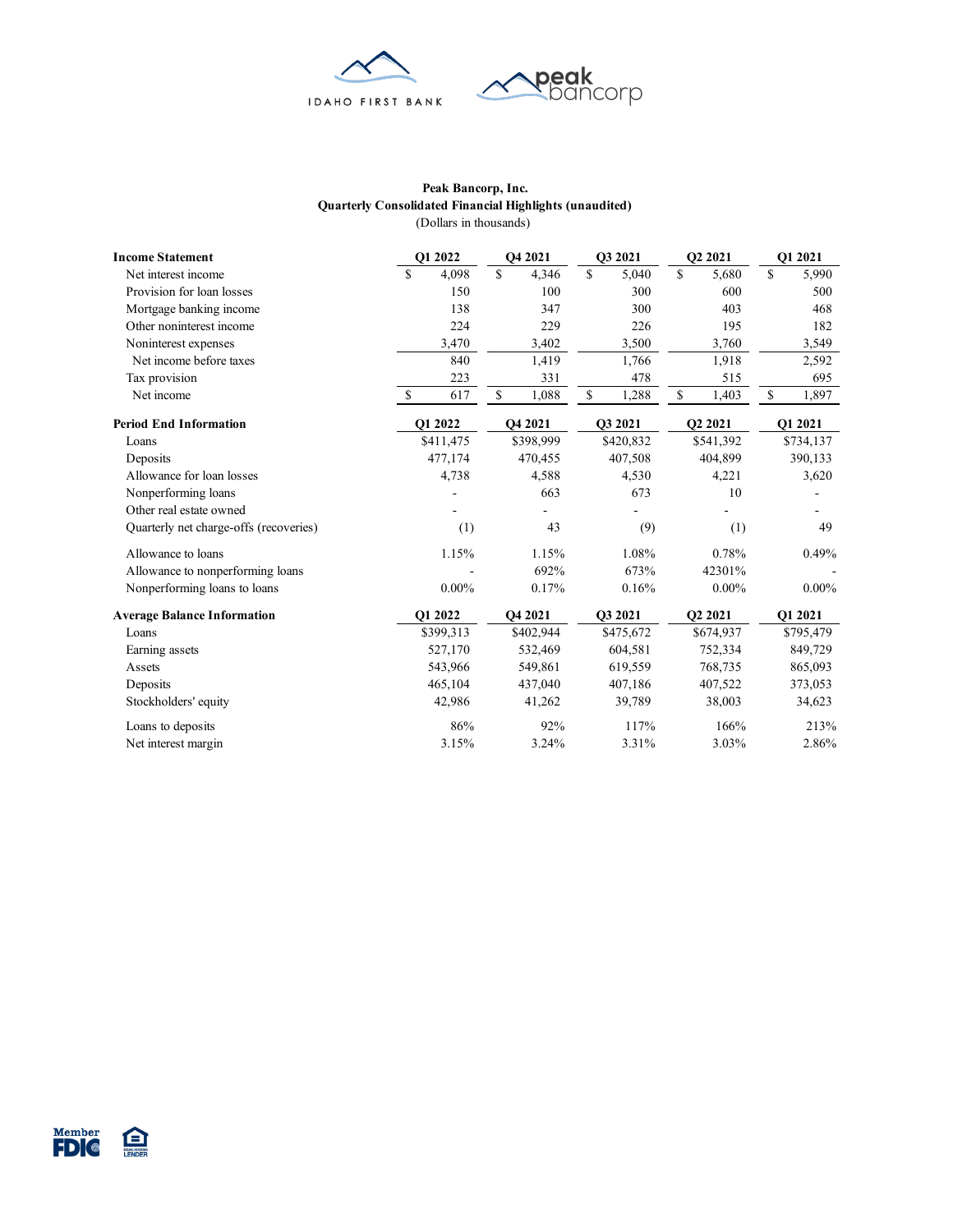**Peak Bancorp, Inc.**
**Quarterly Consolidated Financial Highlights (unaudited)**
(Dollars in thousands)

| **Income Statement** | **Q1 2022** | **Q4 2021** | **Q3 2021** | **Q2 2021** | **Q1 2021** |
|---|---|---|---|---|---|
| Net interest income | $ 4,098 | $ 4,346 | $ 5,040 | $ 5,680 | $ 5,990 |
| Provision for loan losses | 150 | 100 | 300 | 600 | 500 |
| Mortgage banking income | 138 | 347 | 300 | 403 | 468 |
| Other noninterest income | 224 | 229 | 226 | 195 | 182 |
| Noninterest expenses | 3,470 | 3,402 | 3,500 | 3,760 | 3,549 |
| Net income before taxes | 840 | 1,419 | 1,766 | 1,918 | 2,592 |
| Tax provision | 223 | 331 | 478 | 515 | 695 |
| Net income | $ 617 | $ 1,088 | $ 1,288 | $ 1,403 | $ 1,897 |
| **Period End Information** | **Q1 2022** | **Q4 2021** | **Q3 2021** | **Q2 2021** | **Q1 2021** |
| Loans | $411,475 | $398,999 | $420,832 | $541,392 | $734,137 |
| Deposits | 477,174 | 470,455 | 407,508 | 404,899 | 390,133 |
| Allowance for loan losses | 4,738 | 4,588 | 4,530 | 4,221 | 3,620 |
| Nonperforming loans | - | 663 | 673 | 10 | - |
| Other real estate owned | - | - | - | - | - |
| Quarterly net charge-offs (recoveries) | (1) | 43 | (9) | (1) | 49 |
| Allowance to loans | 1.15% | 1.15% | 1.08% | 0.78% | 0.49% |
| Allowance to nonperforming loans | - | 692% | 673% | 42301% | - |
| Nonperforming loans to loans | 0.00% | 0.17% | 0.16% | 0.00% | 0.00% |
| **Average Balance Information** | **Q1 2022** | **Q4 2021** | **Q3 2021** | **Q2 2021** | **Q1 2021** |
| Loans | $399,313 | $402,944 | $475,672 | $674,937 | $795,479 |
| Earning assets | 527,170 | 532,469 | 604,581 | 752,334 | 849,729 |
| Assets | 543,966 | 549,861 | 619,559 | 768,735 | 865,093 |
| Deposits | 465,104 | 437,040 | 407,186 | 407,522 | 373,053 |
| Stockholders' equity | 42,986 | 41,262 | 39,789 | 38,003 | 34,623 |
| Loans to deposits | 86% | 92% | 117% | 166% | 213% |
| Net interest margin | 3.15% | 3.24% | 3.31% | 3.03% | 2.86% |